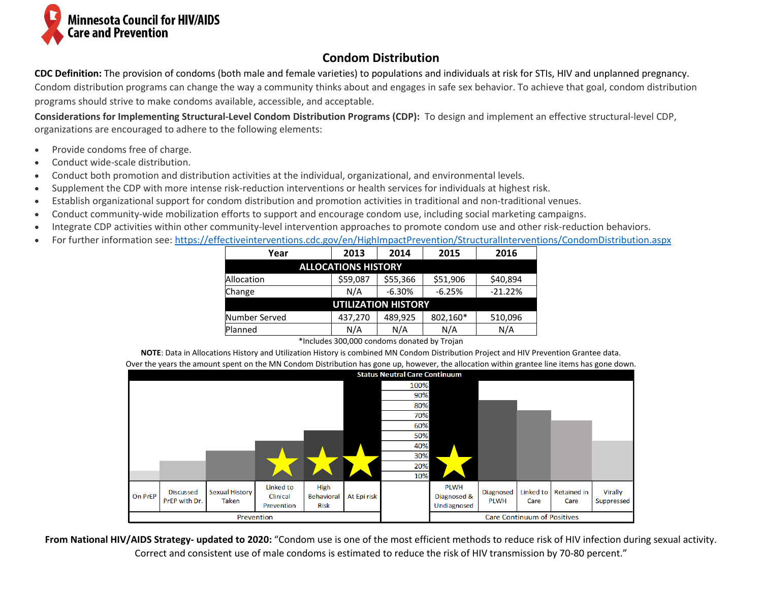**Minnesota Council for HIV/AIDS Care and Prevention**

## Condom Distribution

**CDC Definition:** The provision of condoms (both male and female varieties) to populations and individuals at risk for STIs, HIV and unplanned pregnancy. Condom distribution programs can change the way a community thinks about and engages in safe sex behavior. To achieve that goal, condom distribution programs should strive to make condoms available, accessible, and acceptable.

**Considerations for Implementing Structural-Level Condom Distribution Programs (CDP):** To design and implement an effective structural-level CDP, organizations are encouraged to adhere to the following elements:

- Provide condoms free of charge.
- Conduct wide-scale distribution.
- Conduct both promotion and distribution activities at the individual, organizational, and environmental levels.
- Supplement the CDP with more intense risk-reduction interventions or health services for individuals at highest risk.
- Establish organizational support for condom distribution and promotion activities in traditional and non-traditional venues.
- Conduct community-wide mobilization efforts to support and encourage condom use, including social marketing campaigns.
- Integrate CDP activities within other community-level intervention approaches to promote condom use and other risk-reduction behaviors.
- For further information see: https://effectiveinterventions.cdc.gov/en/HighImpactPrevention/StructuralInterventions/CondomDistribution.aspx

| Year | 2013 | 2014 | 2015 | 2016 |
|---|---|---|---|---|
| **ALLOCATIONS HISTORY** | | | | |
| Allocation | $59,087 | $55,366 | $51,906 | $40,894 |
| Change | N/A | -6.30% | -6.25% | -21.22% |
| **UTILIZATION HISTORY** | | | | |
| Number Served | 437,270 | 489,925 | 802,160* | 510,096 |
| Planned | N/A | N/A | N/A | N/A |

*Includes 300,000 condoms donated by Trojan

**NOTE**: Data in Allocations History and Utilization History is combined MN Condom Distribution Project and HIV Prevention Grantee data. Over the years the amount spent on the MN Condom Distribution has gone up, however, the allocation within grantee line items has gone down.

**Status Neutral Care Continuum**

| Prevention | | | | | | | Care Continuum of Positives | | | | |
|---|---|---|---|---|---|---|---|---|---|---|---|
| On PrEP | Discussed PrEP with Dr. | Sexual History Taken | Linked to Clinical Prevention ★ | High Behavioral Risk ★ | At Epi risk ★ | | PLWH Diagnosed & Undiagnosed ★ | Diagnosed PLWH | Linked to Care | Retained in Care | Virally Suppressed |

**From National HIV/AIDS Strategy- updated to 2020:** "Condom use is one of the most efficient methods to reduce risk of HIV infection during sexual activity. Correct and consistent use of male condoms is estimated to reduce the risk of HIV transmission by 70-80 percent."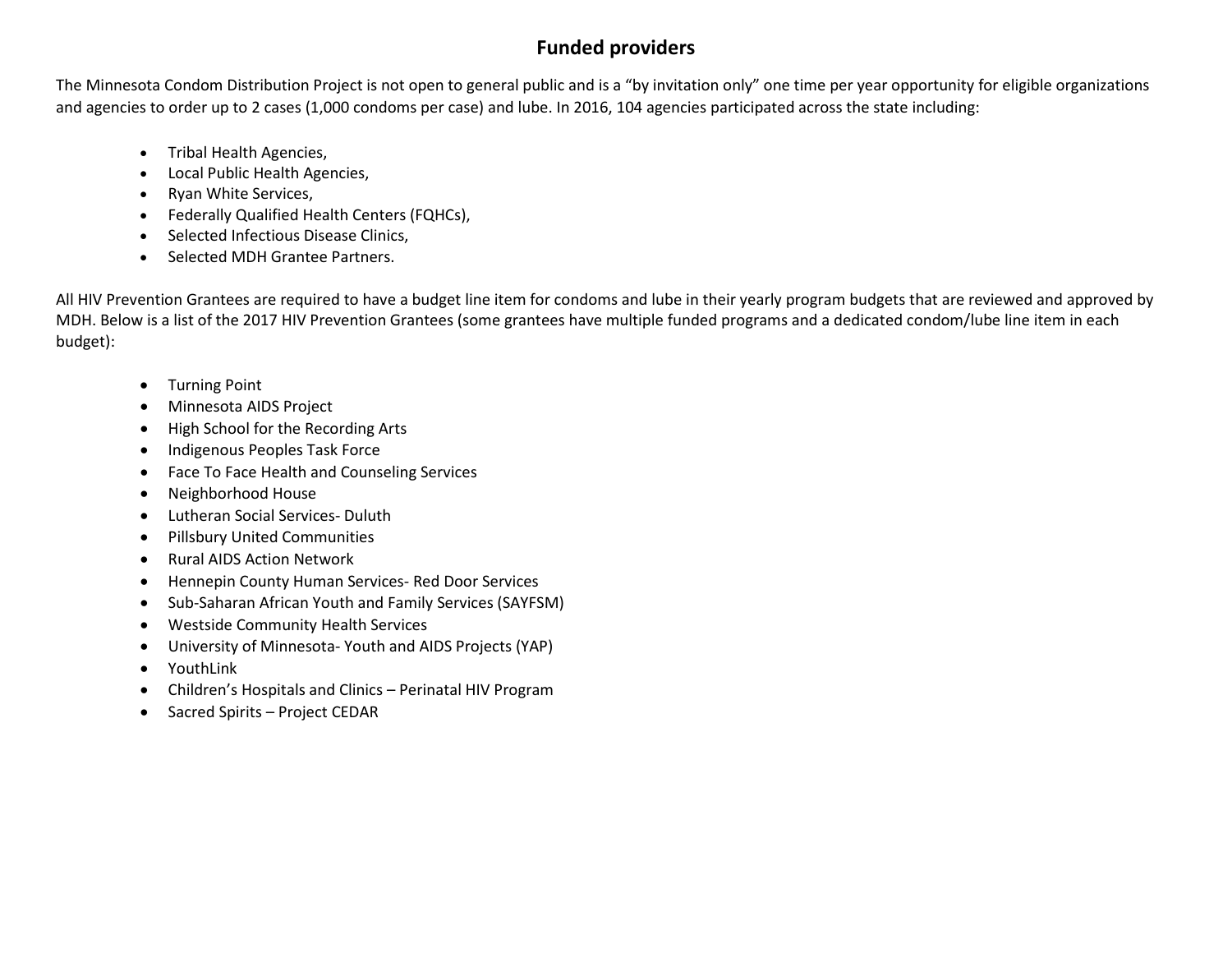## Funded providers

The Minnesota Condom Distribution Project is not open to general public and is a “by invitation only” one time per year opportunity for eligible organizations and agencies to order up to 2 cases (1,000 condoms per case) and lube. In 2016, 104 agencies participated across the state including:

- Tribal Health Agencies,
- Local Public Health Agencies,
- Ryan White Services,
- Federally Qualified Health Centers (FQHCs),
- Selected Infectious Disease Clinics,
- Selected MDH Grantee Partners.

All HIV Prevention Grantees are required to have a budget line item for condoms and lube in their yearly program budgets that are reviewed and approved by MDH. Below is a list of the 2017 HIV Prevention Grantees (some grantees have multiple funded programs and a dedicated condom/lube line item in each budget):

- Turning Point
- Minnesota AIDS Project
- High School for the Recording Arts
- Indigenous Peoples Task Force
- Face To Face Health and Counseling Services
- Neighborhood House
- Lutheran Social Services- Duluth
- Pillsbury United Communities
- Rural AIDS Action Network
- Hennepin County Human Services- Red Door Services
- Sub-Saharan African Youth and Family Services (SAYFSM)
- Westside Community Health Services
- University of Minnesota- Youth and AIDS Projects (YAP)
- YouthLink
- Children’s Hospitals and Clinics – Perinatal HIV Program
- Sacred Spirits – Project CEDAR